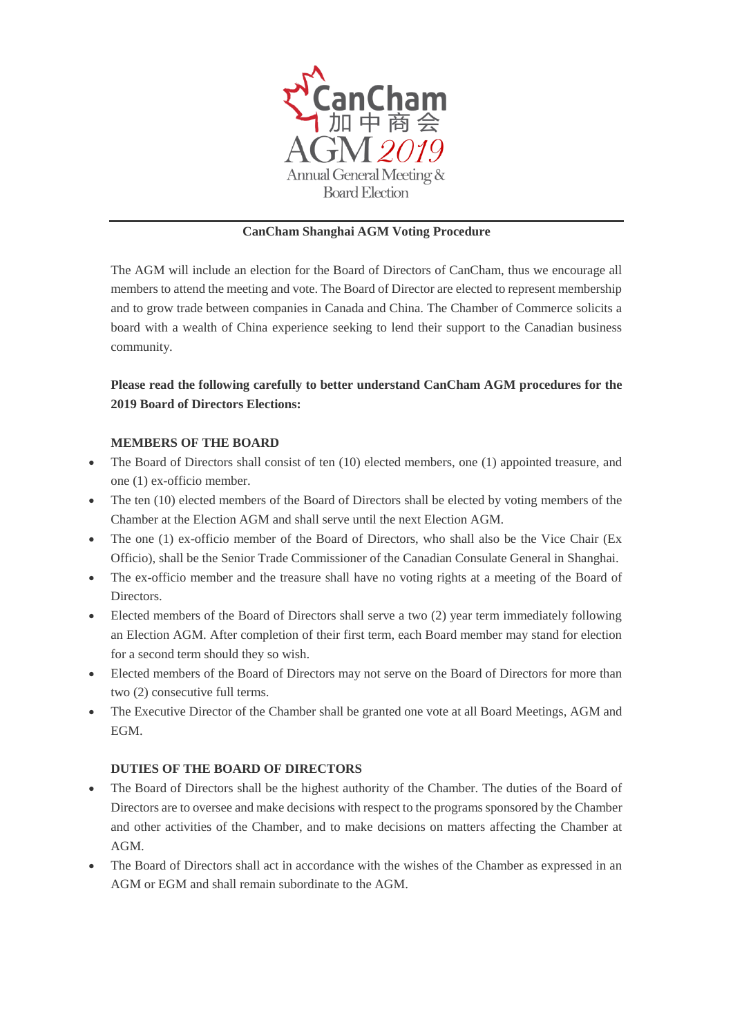CanCham 加中商会 AGM 2019 Annual General Meeting & Board Election

---

**CanCham Shanghai AGM Voting Procedure**

The AGM will include an election for the Board of Directors of CanCham, thus we encourage all members to attend the meeting and vote. The Board of Director are elected to represent membership and to grow trade between companies in Canada and China. The Chamber of Commerce solicits a board with a wealth of China experience seeking to lend their support to the Canadian business community.

**Please read the following carefully to better understand CanCham AGM procedures for the 2019 Board of Directors Elections:**

**MEMBERS OF THE BOARD**

- The Board of Directors shall consist of ten (10) elected members, one (1) appointed treasure, and one (1) ex-officio member.
- The ten (10) elected members of the Board of Directors shall be elected by voting members of the Chamber at the Election AGM and shall serve until the next Election AGM.
- The one (1) ex-officio member of the Board of Directors, who shall also be the Vice Chair (Ex Officio), shall be the Senior Trade Commissioner of the Canadian Consulate General in Shanghai.
- The ex-officio member and the treasure shall have no voting rights at a meeting of the Board of Directors.
- Elected members of the Board of Directors shall serve a two (2) year term immediately following an Election AGM. After completion of their first term, each Board member may stand for election for a second term should they so wish.
- Elected members of the Board of Directors may not serve on the Board of Directors for more than two (2) consecutive full terms.
- The Executive Director of the Chamber shall be granted one vote at all Board Meetings, AGM and EGM.

**DUTIES OF THE BOARD OF DIRECTORS**

- The Board of Directors shall be the highest authority of the Chamber. The duties of the Board of Directors are to oversee and make decisions with respect to the programs sponsored by the Chamber and other activities of the Chamber, and to make decisions on matters affecting the Chamber at AGM.
- The Board of Directors shall act in accordance with the wishes of the Chamber as expressed in an AGM or EGM and shall remain subordinate to the AGM.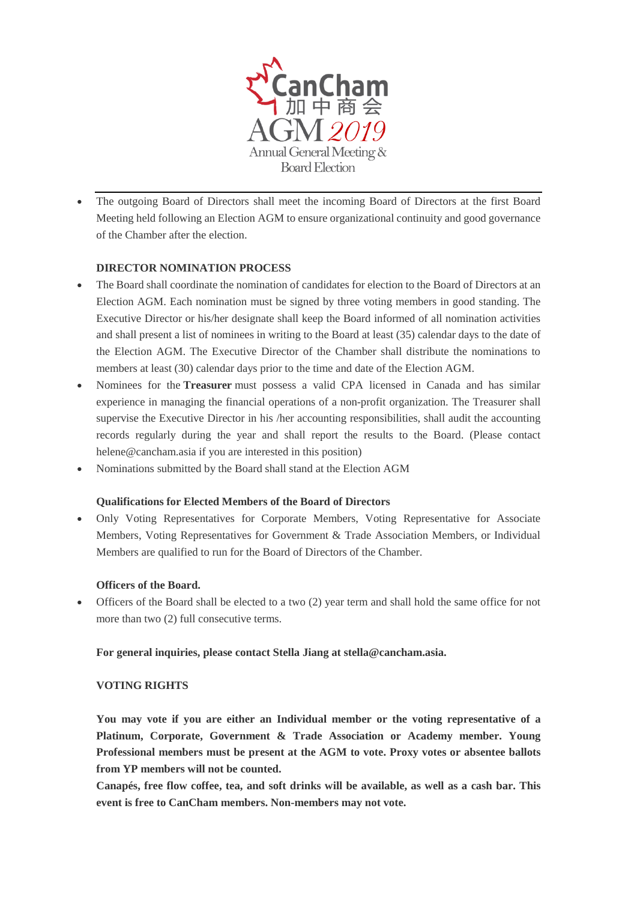CanCham
加中商会
AGM 2019
Annual General Meeting & Board Election

- The outgoing Board of Directors shall meet the incoming Board of Directors at the first Board Meeting held following an Election AGM to ensure organizational continuity and good governance of the Chamber after the election.

**DIRECTOR NOMINATION PROCESS**

- The Board shall coordinate the nomination of candidates for election to the Board of Directors at an Election AGM. Each nomination must be signed by three voting members in good standing. The Executive Director or his/her designate shall keep the Board informed of all nomination activities and shall present a list of nominees in writing to the Board at least (35) calendar days to the date of the Election AGM. The Executive Director of the Chamber shall distribute the nominations to members at least (30) calendar days prior to the time and date of the Election AGM.
- Nominees for the **Treasurer** must possess a valid CPA licensed in Canada and has similar experience in managing the financial operations of a non-profit organization. The Treasurer shall supervise the Executive Director in his /her accounting responsibilities, shall audit the accounting records regularly during the year and shall report the results to the Board. (Please contact helene@cancham.asia if you are interested in this position)
- Nominations submitted by the Board shall stand at the Election AGM

**Qualifications for Elected Members of the Board of Directors**

- Only Voting Representatives for Corporate Members, Voting Representative for Associate Members, Voting Representatives for Government & Trade Association Members, or Individual Members are qualified to run for the Board of Directors of the Chamber.

**Officers of the Board.**

- Officers of the Board shall be elected to a two (2) year term and shall hold the same office for not more than two (2) full consecutive terms.

**For general inquiries, please contact Stella Jiang at stella@cancham.asia.**

**VOTING RIGHTS**

**You may vote if you are either an Individual member or the voting representative of a Platinum, Corporate, Government & Trade Association or Academy member. Young Professional members must be present at the AGM to vote. Proxy votes or absentee ballots from YP members will not be counted.**

**Canapés, free flow coffee, tea, and soft drinks will be available, as well as a cash bar. This event is free to CanCham members. Non-members may not vote.**